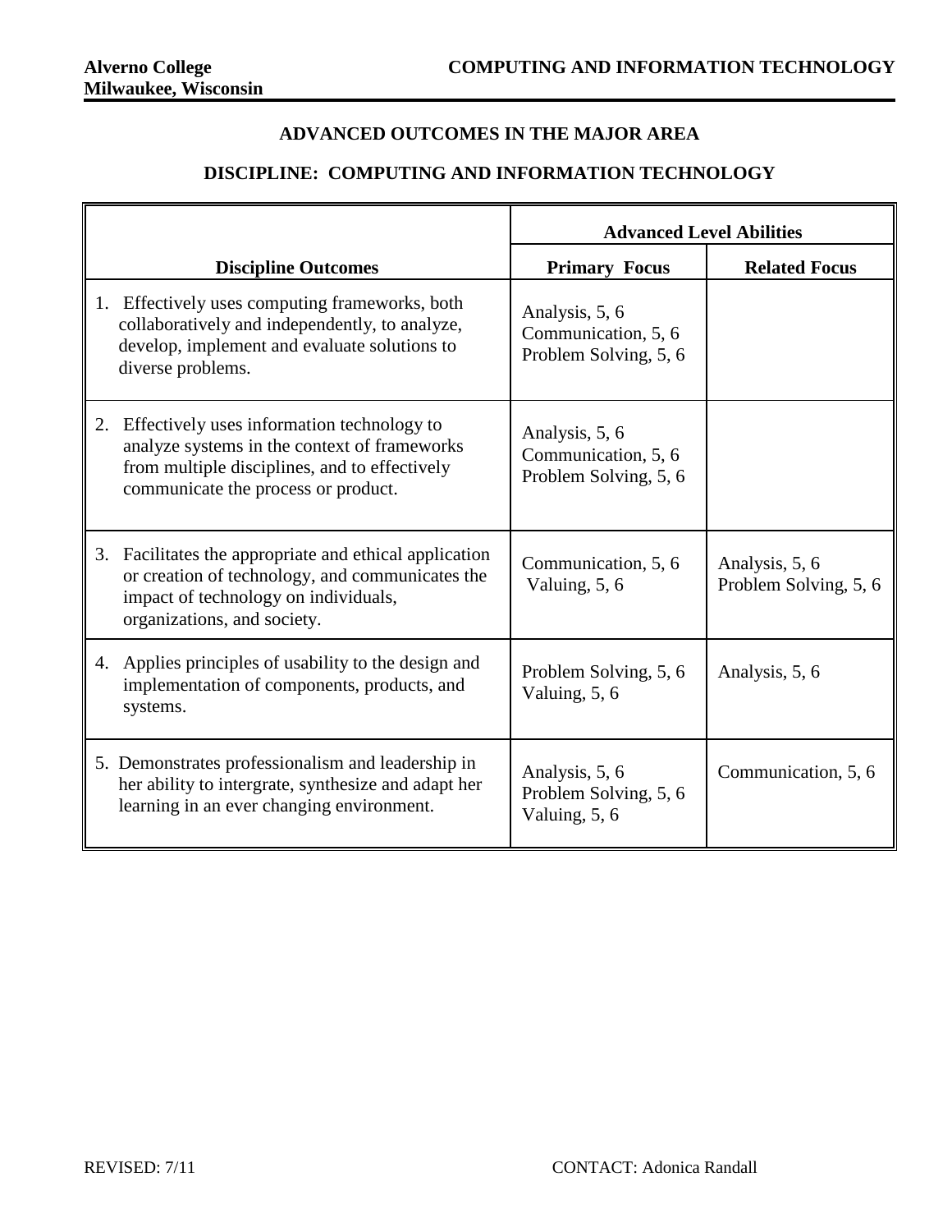**Alverno College**
**Milwaukee, Wisconsin**

**COMPUTING AND INFORMATION TECHNOLOGY**

## ADVANCED OUTCOMES IN THE MAJOR AREA

## DISCIPLINE: COMPUTING AND INFORMATION TECHNOLOGY

| | Advanced Level Abilities | |
|---|---|---|
| **Discipline Outcomes** | **Primary Focus** | **Related Focus** |
| 1. Effectively uses computing frameworks, both collaboratively and independently, to analyze, develop, implement and evaluate solutions to diverse problems. | Analysis, 5, 6<br>Communication, 5, 6<br>Problem Solving, 5, 6 | |
| 2. Effectively uses information technology to analyze systems in the context of frameworks from multiple disciplines, and to effectively communicate the process or product. | Analysis, 5, 6<br>Communication, 5, 6<br>Problem Solving, 5, 6 | |
| 3. Facilitates the appropriate and ethical application or creation of technology, and communicates the impact of technology on individuals, organizations, and society. | Communication, 5, 6<br>Valuing, 5, 6 | Analysis, 5, 6<br>Problem Solving, 5, 6 |
| 4. Applies principles of usability to the design and implementation of components, products, and systems. | Problem Solving, 5, 6<br>Valuing, 5, 6 | Analysis, 5, 6 |
| 5. Demonstrates professionalism and leadership in her ability to intergrate, synthesize and adapt her learning in an ever changing environment. | Analysis, 5, 6<br>Problem Solving, 5, 6<br>Valuing, 5, 6 | Communication, 5, 6 |

REVISED: 7/11

CONTACT: Adonica Randall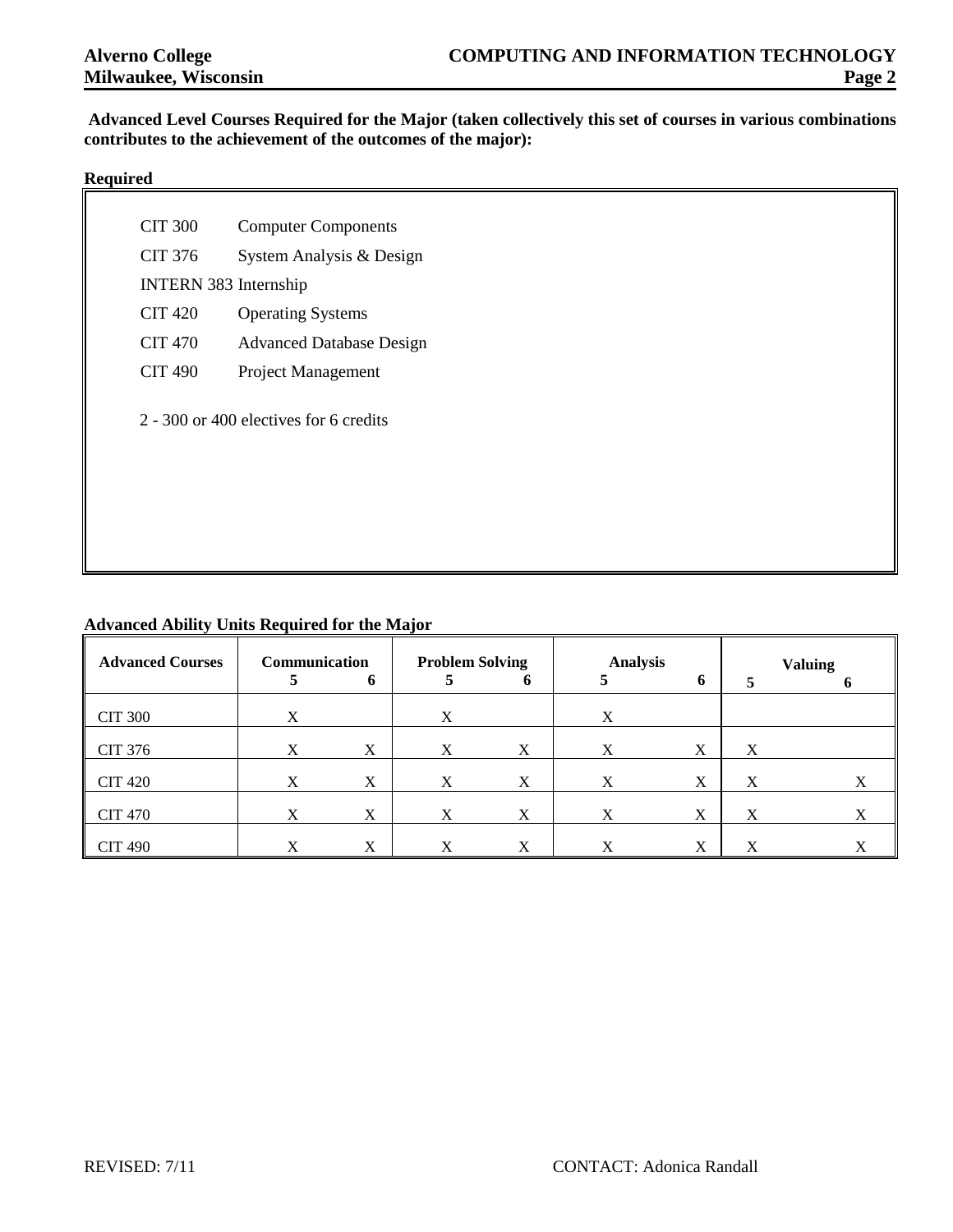**Advanced Level Courses Required for the Major (taken collectively this set of courses in various combinations contributes to the achievement of the outcomes of the major):**

**Required**

CIT 300 Computer Components

CIT 376 System Analysis & Design

INTERN 383 Internship

CIT 420 Operating Systems

CIT 470 Advanced Database Design

CIT 490 Project Management

2 - 300 or 400 electives for 6 credits

**Advanced Ability Units Required for the Major**

| Advanced Courses | Communication | | Problem Solving | | Analysis | | Valuing | |
|---|---|---|---|---|---|---|---|---|
| | 5 | 6 | 5 | 6 | 5 | 6 | 5 | 6 |
| CIT 300 | X | | X | | X | | | |
| CIT 376 | X | X | X | X | X | X | X | |
| CIT 420 | X | X | X | X | X | X | X | X |
| CIT 470 | X | X | X | X | X | X | X | X |
| CIT 490 | X | X | X | X | X | X | X | X |

REVISED: 7/11 CONTACT: Adonica Randall